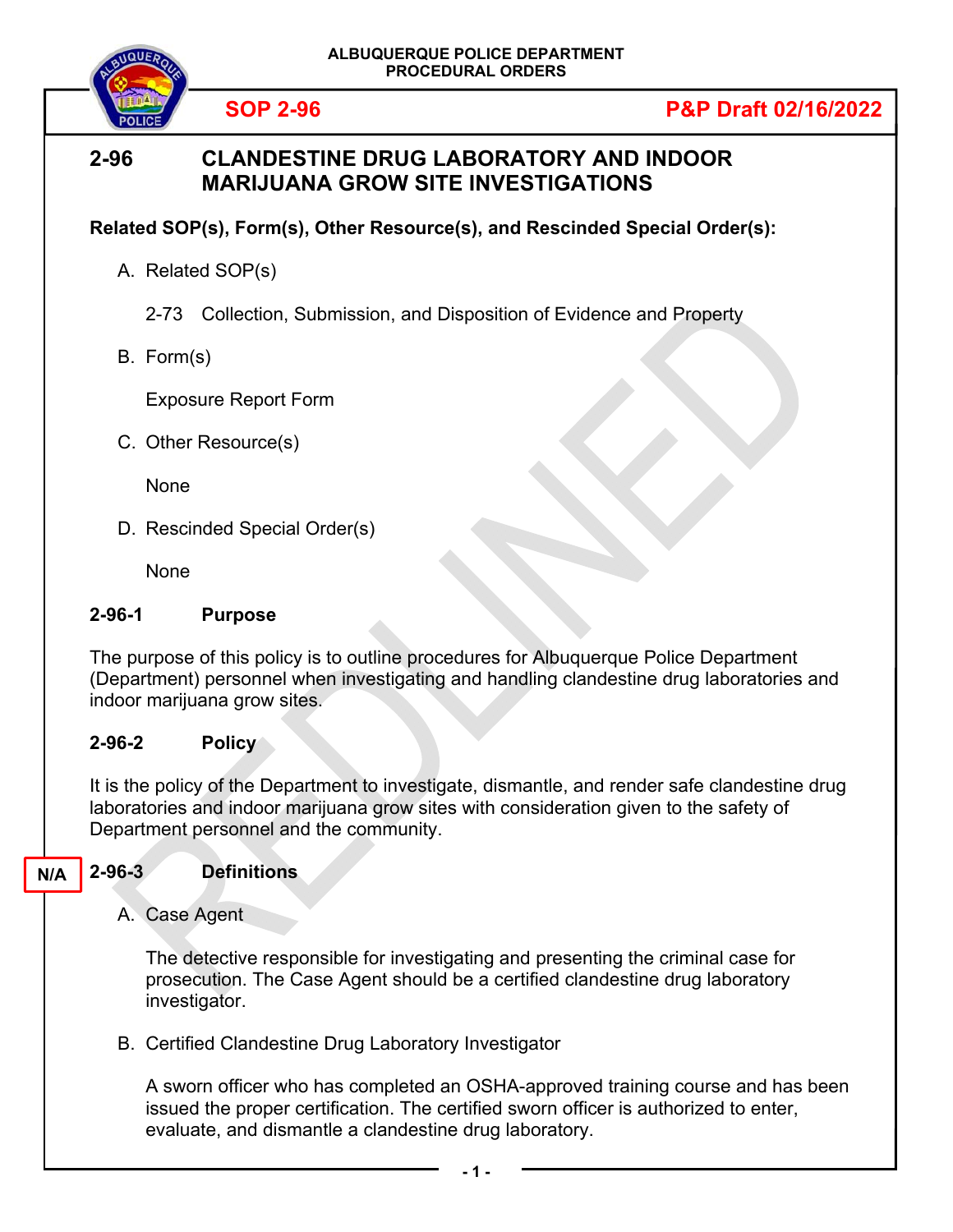ALBUQUERQUE POLICE DEPARTMENT
PROCEDURAL ORDERS

**SOP 2-96** **P&P Draft 02/16/2022**

# 2-96 CLANDESTINE DRUG LABORATORY AND INDOOR MARIJUANA GROW SITE INVESTIGATIONS

**Related SOP(s), Form(s), Other Resource(s), and Rescinded Special Order(s):**

A. Related SOP(s)

2-73 Collection, Submission, and Disposition of Evidence and Property

B. Form(s)

Exposure Report Form

C. Other Resource(s)

None

D. Rescinded Special Order(s)

None

## 2-96-1 Purpose

The purpose of this policy is to outline procedures for Albuquerque Police Department (Department) personnel when investigating and handling clandestine drug laboratories and indoor marijuana grow sites.

## 2-96-2 Policy

It is the policy of the Department to investigate, dismantle, and render safe clandestine drug laboratories and indoor marijuana grow sites with consideration given to the safety of Department personnel and the community.

## N/A 2-96-3 Definitions

A. Case Agent

The detective responsible for investigating and presenting the criminal case for prosecution. The Case Agent should be a certified clandestine drug laboratory investigator.

B. Certified Clandestine Drug Laboratory Investigator

A sworn officer who has completed an OSHA-approved training course and has been issued the proper certification. The certified sworn officer is authorized to enter, evaluate, and dismantle a clandestine drug laboratory.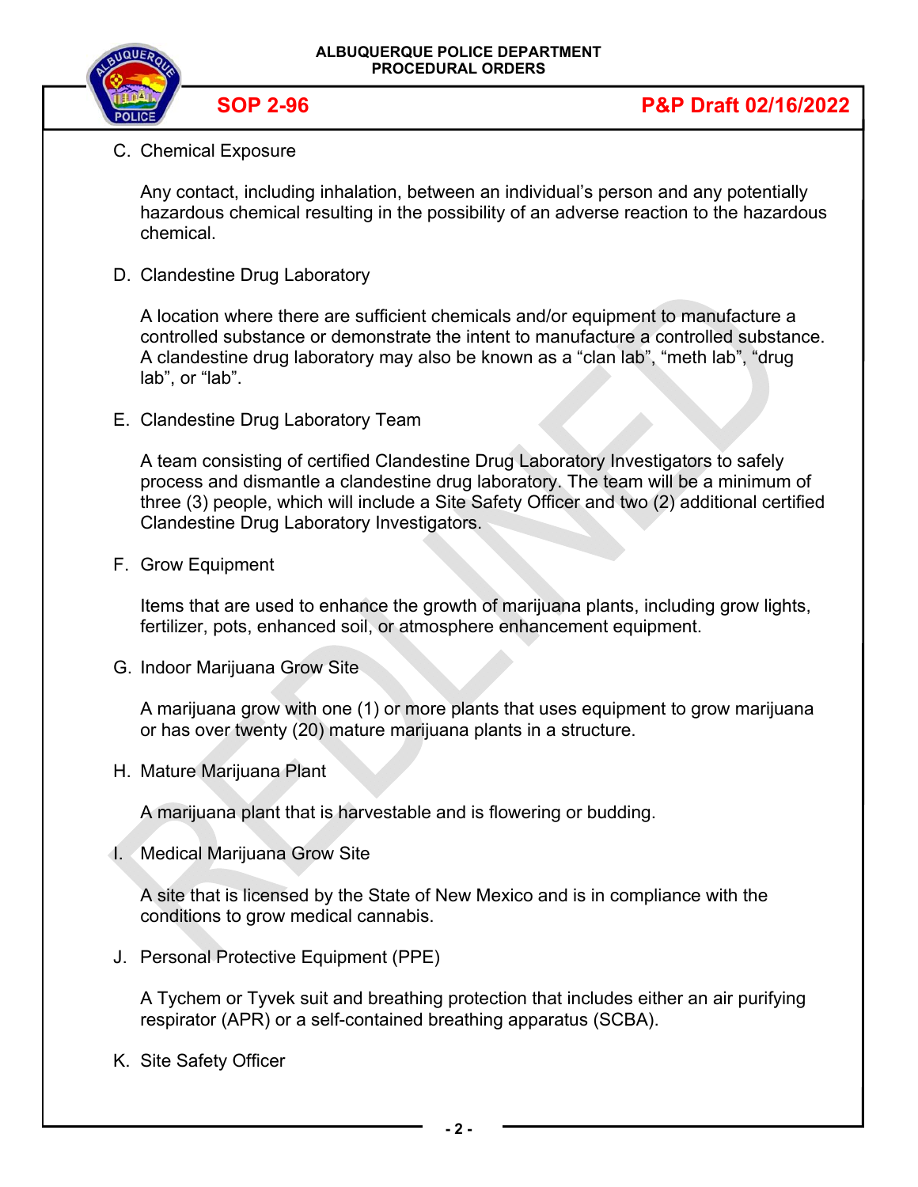C. Chemical Exposure

Any contact, including inhalation, between an individual's person and any potentially hazardous chemical resulting in the possibility of an adverse reaction to the hazardous chemical.

D. Clandestine Drug Laboratory

A location where there are sufficient chemicals and/or equipment to manufacture a controlled substance or demonstrate the intent to manufacture a controlled substance. A clandestine drug laboratory may also be known as a "clan lab", "meth lab", "drug lab", or "lab".

E. Clandestine Drug Laboratory Team

A team consisting of certified Clandestine Drug Laboratory Investigators to safely process and dismantle a clandestine drug laboratory. The team will be a minimum of three (3) people, which will include a Site Safety Officer and two (2) additional certified Clandestine Drug Laboratory Investigators.

F. Grow Equipment

Items that are used to enhance the growth of marijuana plants, including grow lights, fertilizer, pots, enhanced soil, or atmosphere enhancement equipment.

G. Indoor Marijuana Grow Site

A marijuana grow with one (1) or more plants that uses equipment to grow marijuana or has over twenty (20) mature marijuana plants in a structure.

H. Mature Marijuana Plant

A marijuana plant that is harvestable and is flowering or budding.

I. Medical Marijuana Grow Site

A site that is licensed by the State of New Mexico and is in compliance with the conditions to grow medical cannabis.

J. Personal Protective Equipment (PPE)

A Tychem or Tyvek suit and breathing protection that includes either an air purifying respirator (APR) or a self-contained breathing apparatus (SCBA).

K. Site Safety Officer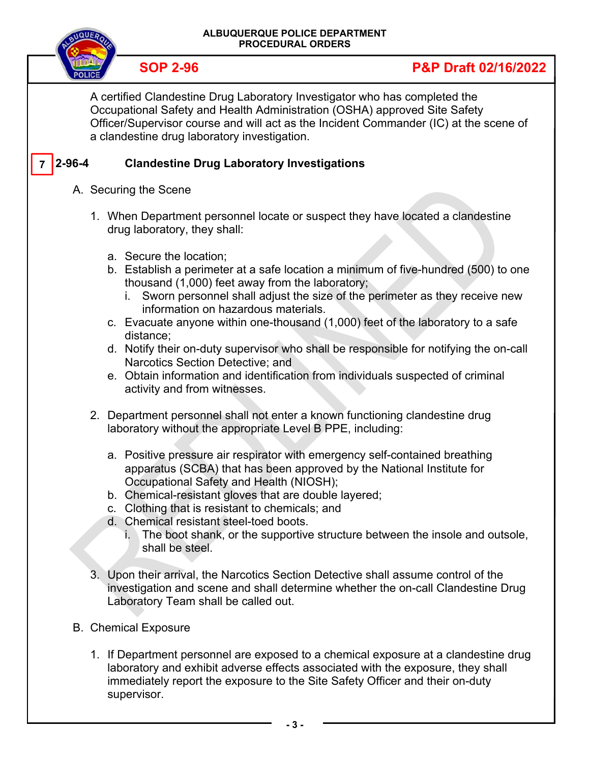A certified Clandestine Drug Laboratory Investigator who has completed the Occupational Safety and Health Administration (OSHA) approved Site Safety Officer/Supervisor course and will act as the Incident Commander (IC) at the scene of a clandestine drug laboratory investigation.

## 7 2-96-4 Clandestine Drug Laboratory Investigations

A. Securing the Scene

1. When Department personnel locate or suspect they have located a clandestine drug laboratory, they shall:

   a. Secure the location;
   b. Establish a perimeter at a safe location a minimum of five-hundred (500) to one thousand (1,000) feet away from the laboratory;
      i. Sworn personnel shall adjust the size of the perimeter as they receive new information on hazardous materials.
   c. Evacuate anyone within one-thousand (1,000) feet of the laboratory to a safe distance;
   d. Notify their on-duty supervisor who shall be responsible for notifying the on-call Narcotics Section Detective; and
   e. Obtain information and identification from individuals suspected of criminal activity and from witnesses.

2. Department personnel shall not enter a known functioning clandestine drug laboratory without the appropriate Level B PPE, including:

   a. Positive pressure air respirator with emergency self-contained breathing apparatus (SCBA) that has been approved by the National Institute for Occupational Safety and Health (NIOSH);
   b. Chemical-resistant gloves that are double layered;
   c. Clothing that is resistant to chemicals; and
   d. Chemical resistant steel-toed boots.
      i. The boot shank, or the supportive structure between the insole and outsole, shall be steel.

3. Upon their arrival, the Narcotics Section Detective shall assume control of the investigation and scene and shall determine whether the on-call Clandestine Drug Laboratory Team shall be called out.

B. Chemical Exposure

1. If Department personnel are exposed to a chemical exposure at a clandestine drug laboratory and exhibit adverse effects associated with the exposure, they shall immediately report the exposure to the Site Safety Officer and their on-duty supervisor.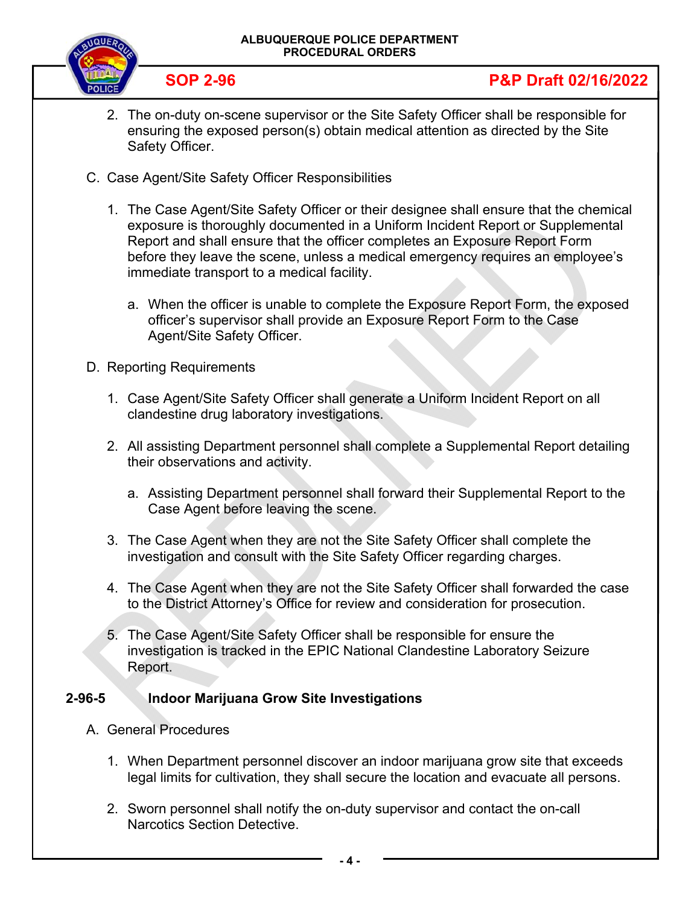2. The on-duty on-scene supervisor or the Site Safety Officer shall be responsible for ensuring the exposed person(s) obtain medical attention as directed by the Site Safety Officer.

C. Case Agent/Site Safety Officer Responsibilities

1. The Case Agent/Site Safety Officer or their designee shall ensure that the chemical exposure is thoroughly documented in a Uniform Incident Report or Supplemental Report and shall ensure that the officer completes an Exposure Report Form before they leave the scene, unless a medical emergency requires an employee's immediate transport to a medical facility.

   a. When the officer is unable to complete the Exposure Report Form, the exposed officer's supervisor shall provide an Exposure Report Form to the Case Agent/Site Safety Officer.

D. Reporting Requirements

1. Case Agent/Site Safety Officer shall generate a Uniform Incident Report on all clandestine drug laboratory investigations.

2. All assisting Department personnel shall complete a Supplemental Report detailing their observations and activity.

   a. Assisting Department personnel shall forward their Supplemental Report to the Case Agent before leaving the scene.

3. The Case Agent when they are not the Site Safety Officer shall complete the investigation and consult with the Site Safety Officer regarding charges.

4. The Case Agent when they are not the Site Safety Officer shall forwarded the case to the District Attorney's Office for review and consideration for prosecution.

5. The Case Agent/Site Safety Officer shall be responsible for ensure the investigation is tracked in the EPIC National Clandestine Laboratory Seizure Report.

## 2-96-5 Indoor Marijuana Grow Site Investigations

A. General Procedures

1. When Department personnel discover an indoor marijuana grow site that exceeds legal limits for cultivation, they shall secure the location and evacuate all persons.

2. Sworn personnel shall notify the on-duty supervisor and contact the on-call Narcotics Section Detective.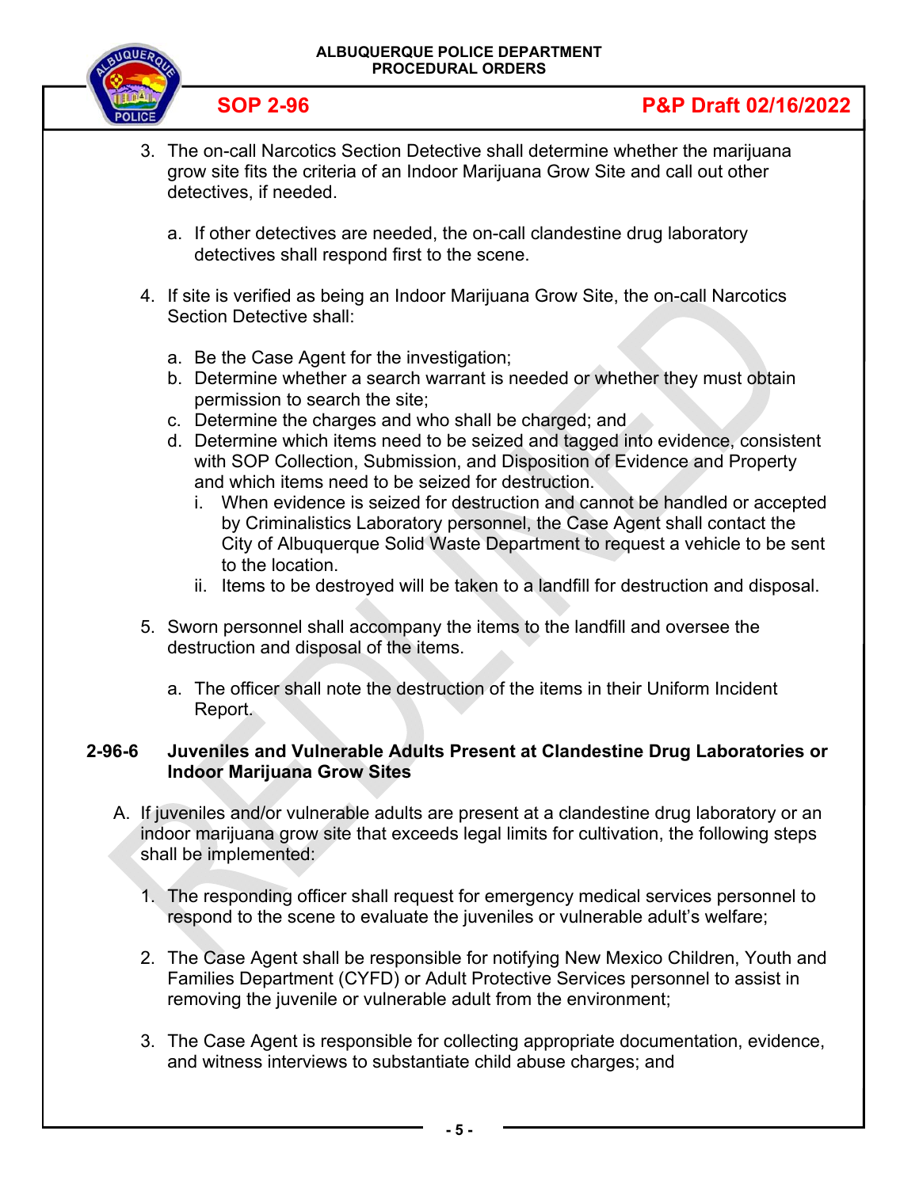3. The on-call Narcotics Section Detective shall determine whether the marijuana grow site fits the criteria of an Indoor Marijuana Grow Site and call out other detectives, if needed.

   a. If other detectives are needed, the on-call clandestine drug laboratory detectives shall respond first to the scene.

4. If site is verified as being an Indoor Marijuana Grow Site, the on-call Narcotics Section Detective shall:

   a. Be the Case Agent for the investigation;
   b. Determine whether a search warrant is needed or whether they must obtain permission to search the site;
   c. Determine the charges and who shall be charged; and
   d. Determine which items need to be seized and tagged into evidence, consistent with SOP Collection, Submission, and Disposition of Evidence and Property and which items need to be seized for destruction.
      i. When evidence is seized for destruction and cannot be handled or accepted by Criminalistics Laboratory personnel, the Case Agent shall contact the City of Albuquerque Solid Waste Department to request a vehicle to be sent to the location.
      ii. Items to be destroyed will be taken to a landfill for destruction and disposal.

5. Sworn personnel shall accompany the items to the landfill and oversee the destruction and disposal of the items.

   a. The officer shall note the destruction of the items in their Uniform Incident Report.

### 2-96-6 Juveniles and Vulnerable Adults Present at Clandestine Drug Laboratories or Indoor Marijuana Grow Sites

A. If juveniles and/or vulnerable adults are present at a clandestine drug laboratory or an indoor marijuana grow site that exceeds legal limits for cultivation, the following steps shall be implemented:

   1. The responding officer shall request for emergency medical services personnel to respond to the scene to evaluate the juveniles or vulnerable adult's welfare;

   2. The Case Agent shall be responsible for notifying New Mexico Children, Youth and Families Department (CYFD) or Adult Protective Services personnel to assist in removing the juvenile or vulnerable adult from the environment;

   3. The Case Agent is responsible for collecting appropriate documentation, evidence, and witness interviews to substantiate child abuse charges; and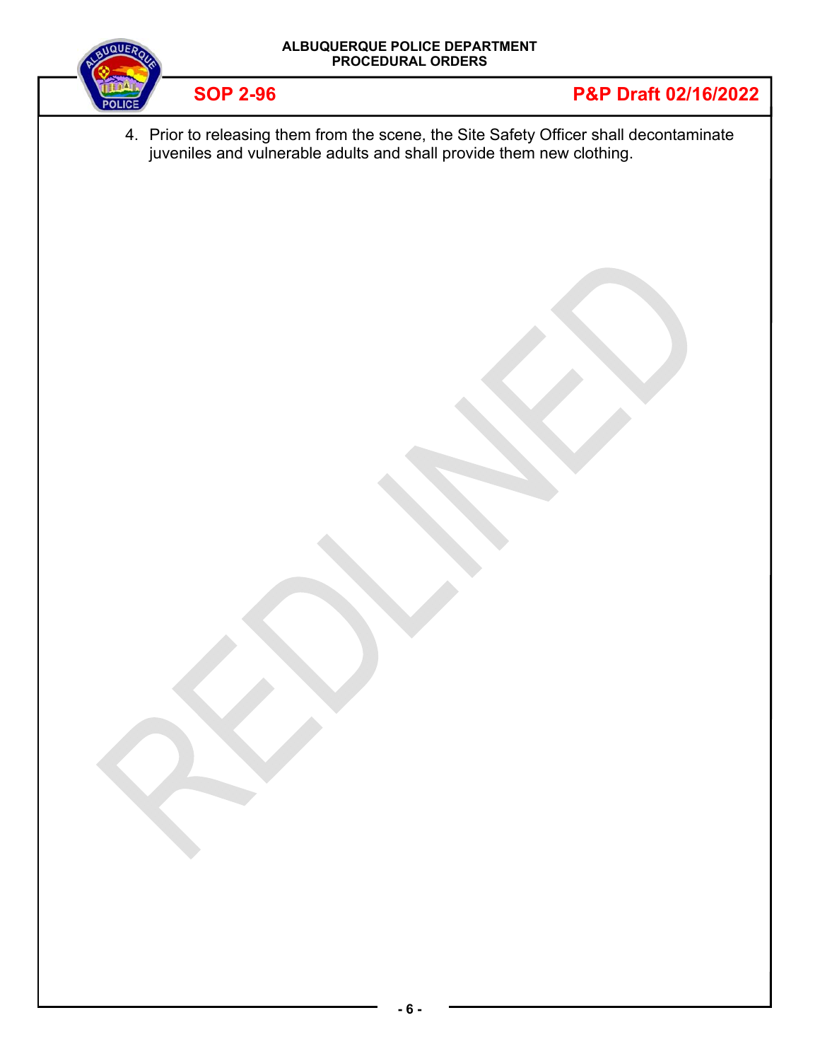4. Prior to releasing them from the scene, the Site Safety Officer shall decontaminate juveniles and vulnerable adults and shall provide them new clothing.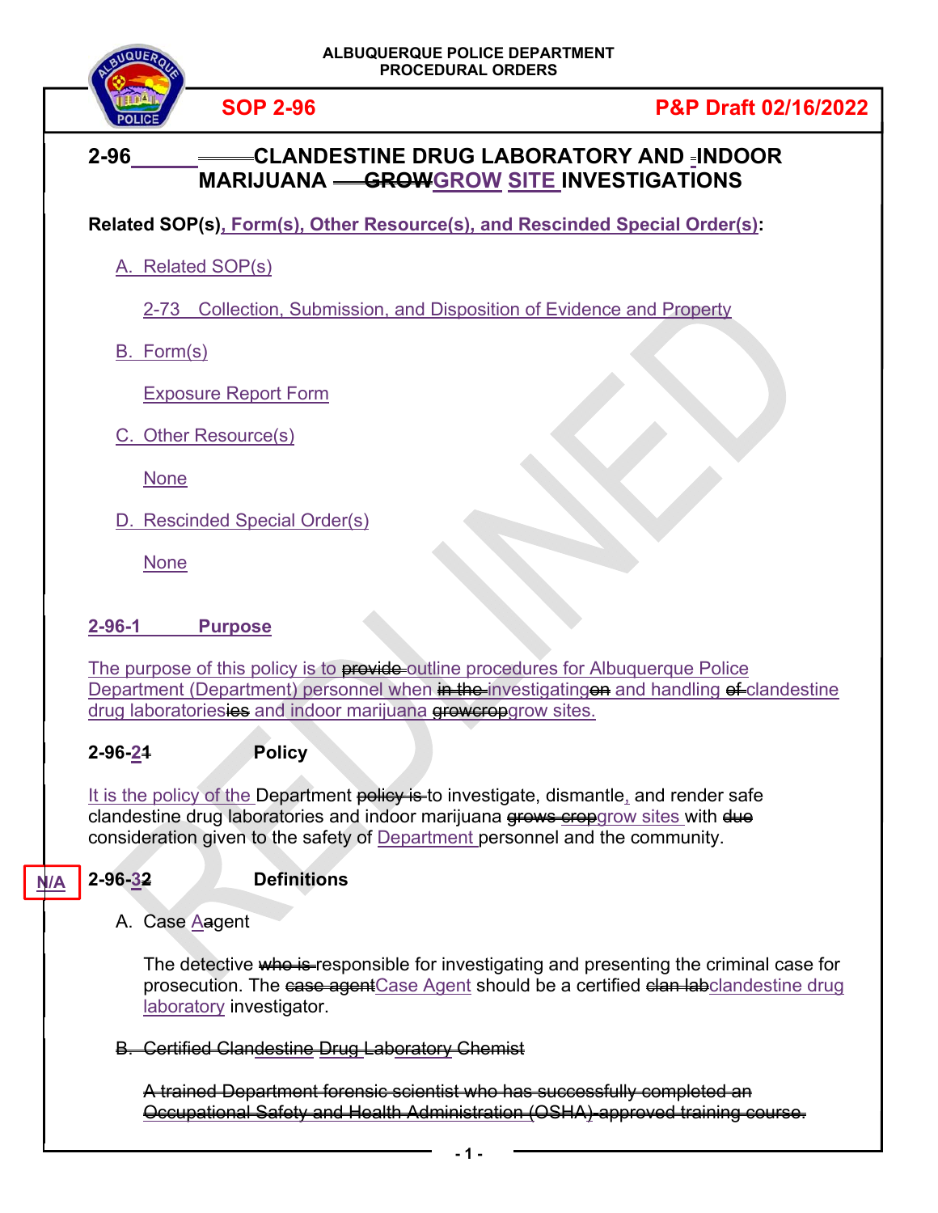ALBUQUERQUE POLICE DEPARTMENT
PROCEDURAL ORDERS

**SOP 2-96** **P&P Draft 02/16/2022**

# 2-96 CLANDESTINE DRUG LABORATORY AND INDOOR MARIJUANA ~~GROW~~GROW SITE INVESTIGATIONS

**Related SOP(s), Form(s), Other Resource(s), and Rescinded Special Order(s):**

A. Related SOP(s)

2-73 Collection, Submission, and Disposition of Evidence and Property

B. Form(s)

Exposure Report Form

C. Other Resource(s)

None

D. Rescinded Special Order(s)

None

## 2-96-1 Purpose

The purpose of this policy is to ~~provide~~ outline procedures for Albuquerque Police Department (Department) personnel when ~~in the~~ investigating~~on~~ and handling ~~of~~ clandestine drug laboratories~~ies~~ and indoor marijuana ~~growcrop~~grow sites.

## 2-96-2~~1~~ Policy

It is the policy of the Department ~~policy is~~ to investigate, dismantle, and render safe clandestine drug laboratories and indoor marijuana ~~grows crop~~grow sites with ~~due~~ consideration given to the safety of Department personnel and the community.

## N/A 2-96-3~~2~~ Definitions

A. Case A~~a~~gent

The detective ~~who is~~ responsible for investigating and presenting the criminal case for prosecution. The ~~case agent~~Case Agent should be a certified ~~clan lab~~clandestine drug laboratory investigator.

~~B. Certified Clandestine Drug Laboratory Chemist~~

~~A trained Department forensic scientist who has successfully completed an Occupational Safety and Health Administration (OSHA)-approved training course.~~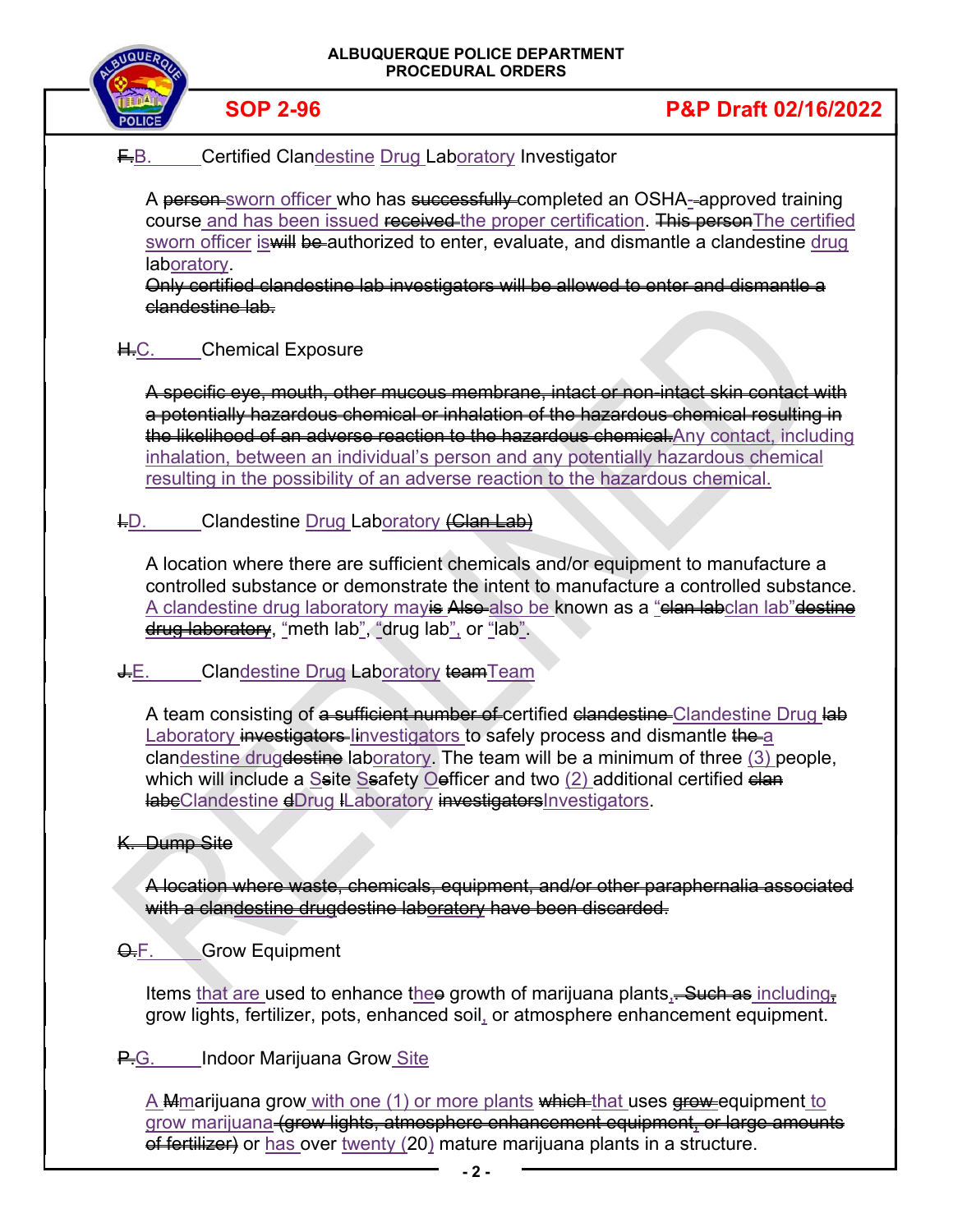~~F.~~B. Certified Clandestine Drug Laboratory Investigator

A ~~person~~ sworn officer who has ~~successfully~~ completed an OSHA-approved training course and has been issued ~~received~~ the proper certification. ~~This person~~The certified sworn officer is~~will be~~ authorized to enter, evaluate, and dismantle a clandestine drug laboratory.
~~Only certified clandestine lab investigators will be allowed to enter and dismantle a clandestine lab.~~

~~H.~~C. Chemical Exposure

~~A specific eye, mouth, other mucous membrane, intact or non-intact skin contact with a potentially hazardous chemical or inhalation of the hazardous chemical resulting in the likelihood of an adverse reaction to the hazardous chemical.~~Any contact, including inhalation, between an individual's person and any potentially hazardous chemical resulting in the possibility of an adverse reaction to the hazardous chemical.

~~I.~~D. Clandestine Drug Laboratory ~~(Clan Lab)~~

A location where there are sufficient chemicals and/or equipment to manufacture a controlled substance or demonstrate the intent to manufacture a controlled substance. A clandestine drug laboratory may~~is Also~~ also be known as a "~~clan lab~~clan lab"~~destine drug laboratory~~, "meth lab", "drug lab", or "lab".

~~J.~~E. Clandestine Drug Laboratory ~~team~~Team

A team consisting of ~~a sufficient number of~~ certified ~~clandestine~~ Clandestine Drug ~~lab~~ Laboratory ~~investigators~~ Investigators to safely process and dismantle ~~the~~ a clandestine drug~~destine~~ laboratory. The team will be a minimum of three (3) people, which will include a Site Safety Officer and two (2) additional certified ~~clan labs~~Clandestine Drug Laboratory ~~investigators~~Investigators.

~~K. Dump Site~~

~~A location where waste, chemicals, equipment, and/or other paraphernalia associated with a clandestine drugdestine laboratory have been discarded.~~

~~O.~~F. Grow Equipment

Items that are used to enhance the~~o~~ growth of marijuana plants~~. Such as~~, including~~,~~ grow lights, fertilizer, pots, enhanced soil, or atmosphere enhancement equipment.

~~P.~~G. Indoor Marijuana Grow Site

A ~~M~~marijuana grow with one (1) or more plants ~~which~~ that uses ~~grow~~ equipment to grow marijuana ~~(grow lights, atmosphere enhancement equipment, or large amounts of fertilizer)~~ or has over twenty (20) mature marijuana plants in a structure.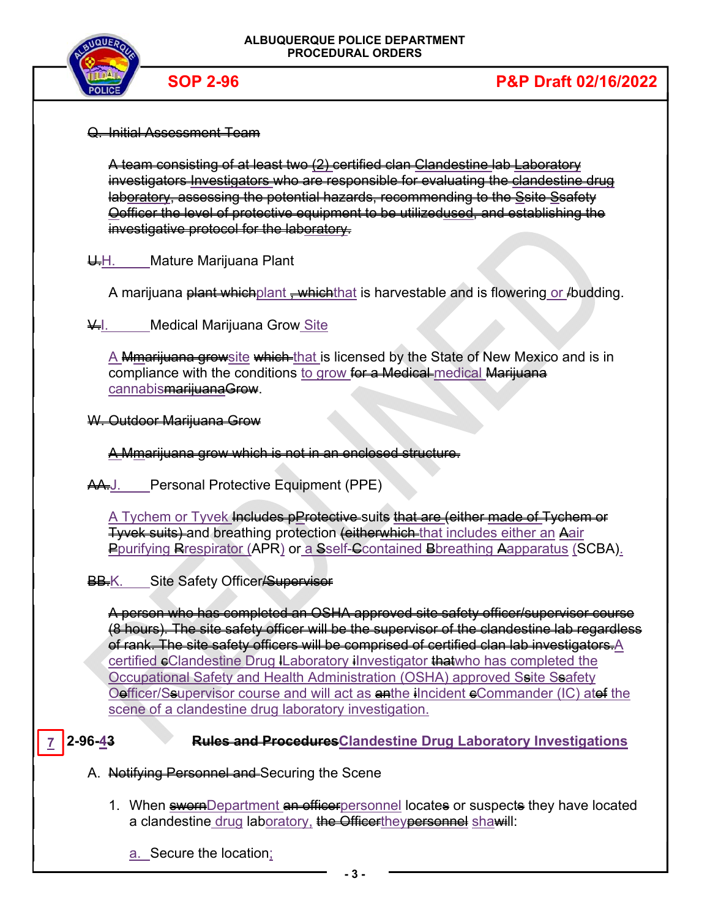~~Q. Initial Assessment Team~~

~~A team consisting of at least two (2) certified clan Clandestine lab Laboratory investigators Investigators who are responsible for evaluating the clandestine drug laboratory, assessing the potential hazards, recommending to the Ssite Ssafety Oofficer the level of protective equipment to be utilizedused, and establishing the investigative protocol for the laboratory.~~

~~U.~~H. Mature Marijuana Plant

A marijuana ~~plant which~~plant ~~, which~~that is harvestable and is flowering or ~~/~~budding.

~~V.~~I. Medical Marijuana Grow Site

A ~~Mmarijuana grow~~site ~~which~~ that is licensed by the State of New Mexico and is in compliance with the conditions to grow ~~for a Medical~~ medical ~~Marijuana~~ cannabis~~marijuanaGrow~~.

~~W. Outdoor Marijuana Grow~~

~~A Mmarijuana grow which is not in an enclosed structure.~~

~~AA.~~J. Personal Protective Equipment (PPE)

A Tychem or Tyvek ~~Includes pProtective~~ suits ~~that are (either made of Tychem or Tyvek suits)~~ and breathing protection ~~(eitherwhich~~ that includes either an ~~A~~air ~~P~~purifying ~~R~~respirator (APR) or a ~~S~~self-~~C~~contained ~~B~~breathing ~~A~~apparatus (SCBA).

~~BB.~~K. Site Safety Officer~~/Supervisor~~

~~A person who has completed an OSHA approved site safety officer/supervisor course (8 hours). The site safety officer will be the supervisor of the clandestine lab regardless of rank. The site safety officers will be comprised of certified clan lab investigators.~~A certified ~~c~~Clandestine Drug ~~l~~Laboratory ~~i~~Investigator ~~that~~who has completed the Occupational Safety and Health Administration (OSHA) approved S~~s~~ite S~~s~~afety O~~o~~fficer/S~~s~~upervisor course and will act as ~~an~~the ~~i~~Incident ~~c~~Commander (IC) at~~of~~ the scene of a clandestine drug laboratory investigation.

## 7 2-96-~~4~~3 ~~Rules and Procedures~~Clandestine Drug Laboratory Investigations

A. ~~Notifying Personnel and~~ Securing the Scene

1. When ~~sworn~~Department ~~an officer~~personnel locate~~s~~ or suspect~~s~~ they have located a clandestine drug laboratory, ~~the Officer~~they~~personnel~~ sha~~w~~ill:

   a. Secure the location;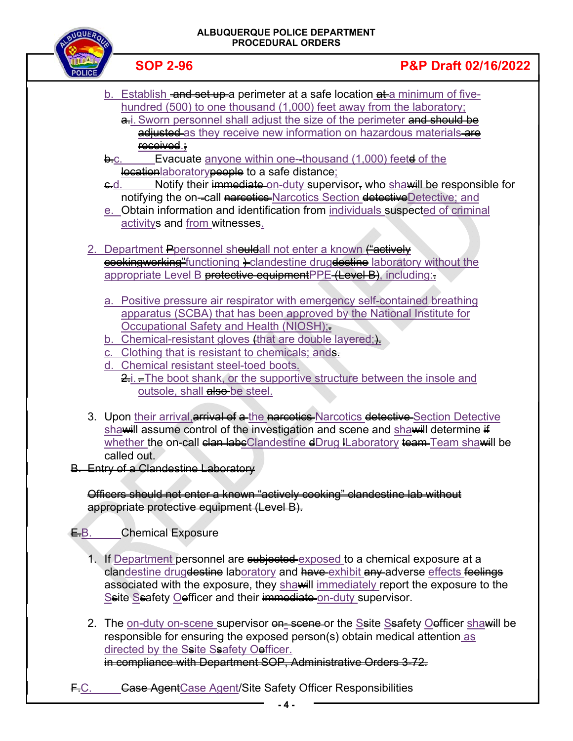b. Establish ~~and set up~~ a perimeter at a safe location ~~at~~ a minimum of five-hundred (500) to one thousand (1,000) feet away from the laboratory;

   ~~a.~~i. Sworn personnel shall adjust the size of the perimeter ~~and should be adjusted~~ as they receive new information on hazardous materials ~~are received~~.;

~~b.~~c. Evacuate anyone within one-thousand (1,000) feet~~d~~ of the ~~location~~laboratory~~people~~ to a safe distance;

~~c.~~d. Notify their ~~immediate~~ on-duty supervisor~~,~~ who sha~~will~~ be responsible for notifying the on-call ~~narcotics~~ Narcotics Section ~~detective~~Detective; and

e. Obtain information and identification from individuals suspect~~ed~~ of criminal activity~~s~~ and from witnesses.

2. Department ~~P~~personnel sh~~ould~~all not enter a known ~~("actively cookingworking"~~functioning ~~)~~ clandestine drug~~destine~~ laboratory without the appropriate Level B ~~protective equipment~~PPE ~~(Level B)~~, including:~~.~~

   a. Positive pressure air respirator with emergency self-contained breathing apparatus (SCBA) that has been approved by the National Institute for Occupational Safety and Health (NIOSH);~~,~~

   b. Chemical-resistant gloves ~~(~~that are double layered;~~).~~

   c. Clothing that is resistant to chemicals; and~~s.~~

   d. Chemical resistant steel-toed boots.

      ~~2.~~i. ~~–~~The boot shank, or the supportive structure between the insole and outsole, shall ~~also~~ be steel.

3. Upon their arrival,~~arrival of a~~ the ~~narcotics~~ Narcotics ~~detective~~ Section Detective sha~~will~~ assume control of the investigation and scene and sha~~will~~ determine ~~if~~ whether the on-call ~~clan labc~~Clandestine ~~d~~Drug ~~l~~Laboratory ~~team~~ Team sha~~will~~ be called out.

~~B. Entry of a Clandestine Laboratory~~

~~Officers should not enter a known "actively cooking" clandestine lab without appropriate protective equipment (Level B).~~

~~E.~~B. Chemical Exposure

1. If Department personnel are ~~subjected~~ exposed to a chemical exposure at a clandestine drug~~destine~~ laboratory and ~~have~~ exhibit ~~any~~ adverse effects ~~feelings~~ associated with the exposure, they sha~~will~~ immediately report the exposure to the S~~s~~ite S~~s~~afety O~~o~~fficer and their ~~immediate~~ on-duty supervisor.

2. The on-duty on-scene supervisor ~~on- scene~~ or the S~~s~~ite S~~s~~afety O~~o~~fficer sha~~will~~ be responsible for ensuring the exposed person(s) obtain medical attention as directed by the S~~s~~ite S~~s~~afety O~~o~~fficer.
   ~~in compliance with Department SOP, Administrative Orders 3-72.~~

~~F.~~C. ~~Case Agent~~Case Agent/Site Safety Officer Responsibilities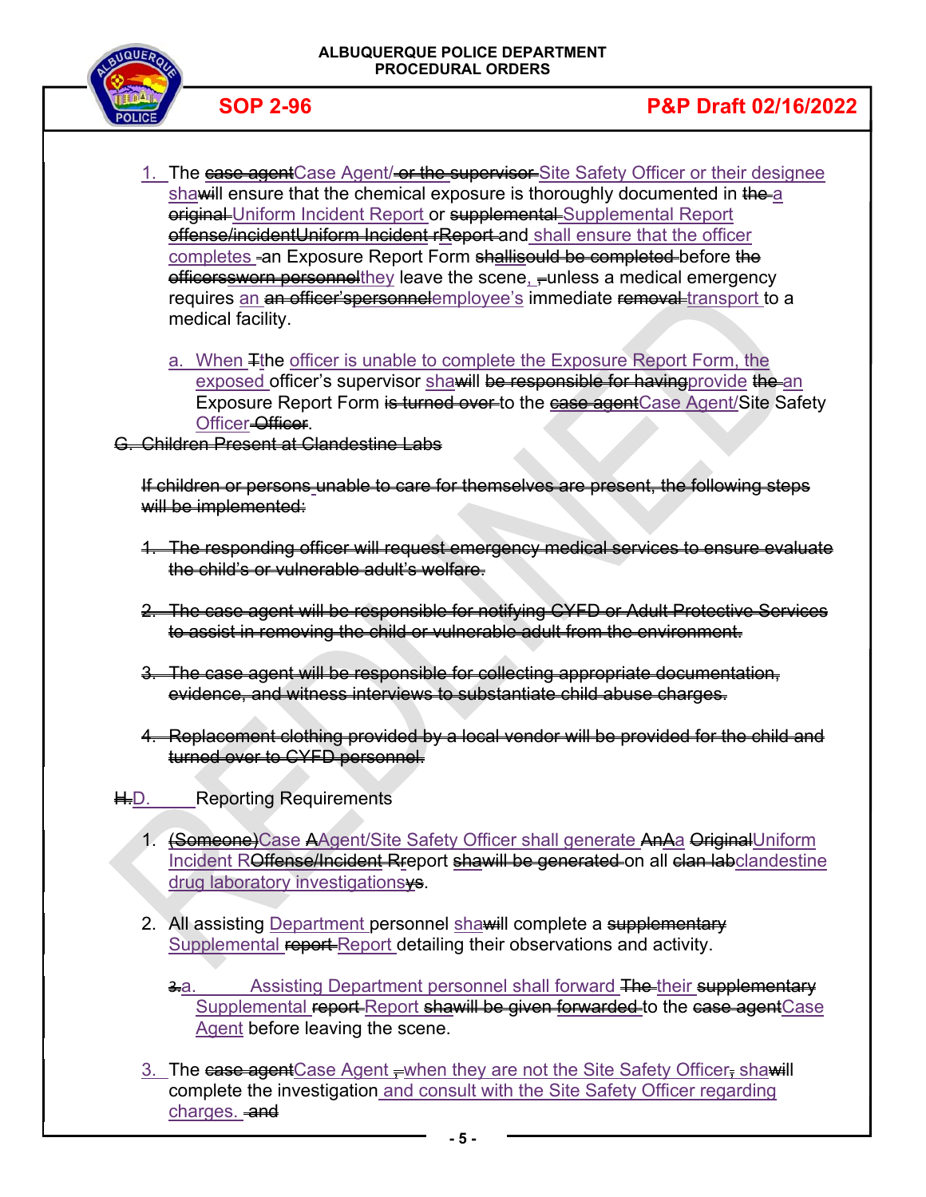1. The ~~case agent~~Case Agent/~~or the supervisor~~ Site Safety Officer or their designee shall ~~will~~ ensure that the chemical exposure is thoroughly documented in ~~the~~ a ~~original~~ Uniform Incident Report or ~~supplemental~~ Supplemental Report ~~offense/incident~~~~Uniform Incident rReport~~ and shall ensure that the officer completes ~~-~~an Exposure Report Form ~~shallisould be completed~~ before ~~the officerssworn personnel~~they leave the scene, ~~,~~unless a medical emergency requires an ~~an officer'spersonnel~~employee's immediate ~~removal~~ transport to a medical facility.

   a. When ~~T~~the officer is unable to complete the Exposure Report Form, the exposed officer's supervisor shall ~~will~~ ~~be responsible for having~~provide ~~the~~ an Exposure Report Form ~~is turned over~~ to the ~~case agent~~Case Agent/Site Safety Officer ~~Officer~~.

~~G. Children Present at Clandestine Labs~~

~~If children or persons unable to care for themselves are present, the following steps will be implemented:~~

~~1. The responding officer will request emergency medical services to ensure evaluate the child's or vulnerable adult's welfare.~~

~~2. The case agent will be responsible for notifying CYFD or Adult Protective Services to assist in removing the child or vulnerable adult from the environment.~~

~~3. The case agent will be responsible for collecting appropriate documentation, evidence, and witness interviews to substantiate child abuse charges.~~

~~4. Replacement clothing provided by a local vendor will be provided for the child and turned over to CYFD personnel.~~

~~H.~~D. Reporting Requirements

1. ~~(Someone)~~Case ~~A~~Agent/Site Safety Officer shall generate ~~AnA~~a ~~Original~~Uniform Incident R~~Offense/Incident R~~report ~~shawill be generated~~ on all ~~clan lab~~clandestine drug laboratory investigations~~ys~~.

2. All assisting Department personnel shall ~~will~~ complete a ~~supplementary~~ Supplemental ~~report~~ Report detailing their observations and activity.

   ~~3.~~a. Assisting Department personnel shall forward ~~The~~ their ~~supplementary~~ Supplemental ~~report~~ Report ~~shawill be given forwarded~~ to the ~~case agent~~Case Agent before leaving the scene.

3. The ~~case agent~~Case Agent ~~,~~when they are not the Site Safety Officer~~,~~ shall ~~will~~ complete the investigation and consult with the Site Safety Officer regarding charges. ~~and~~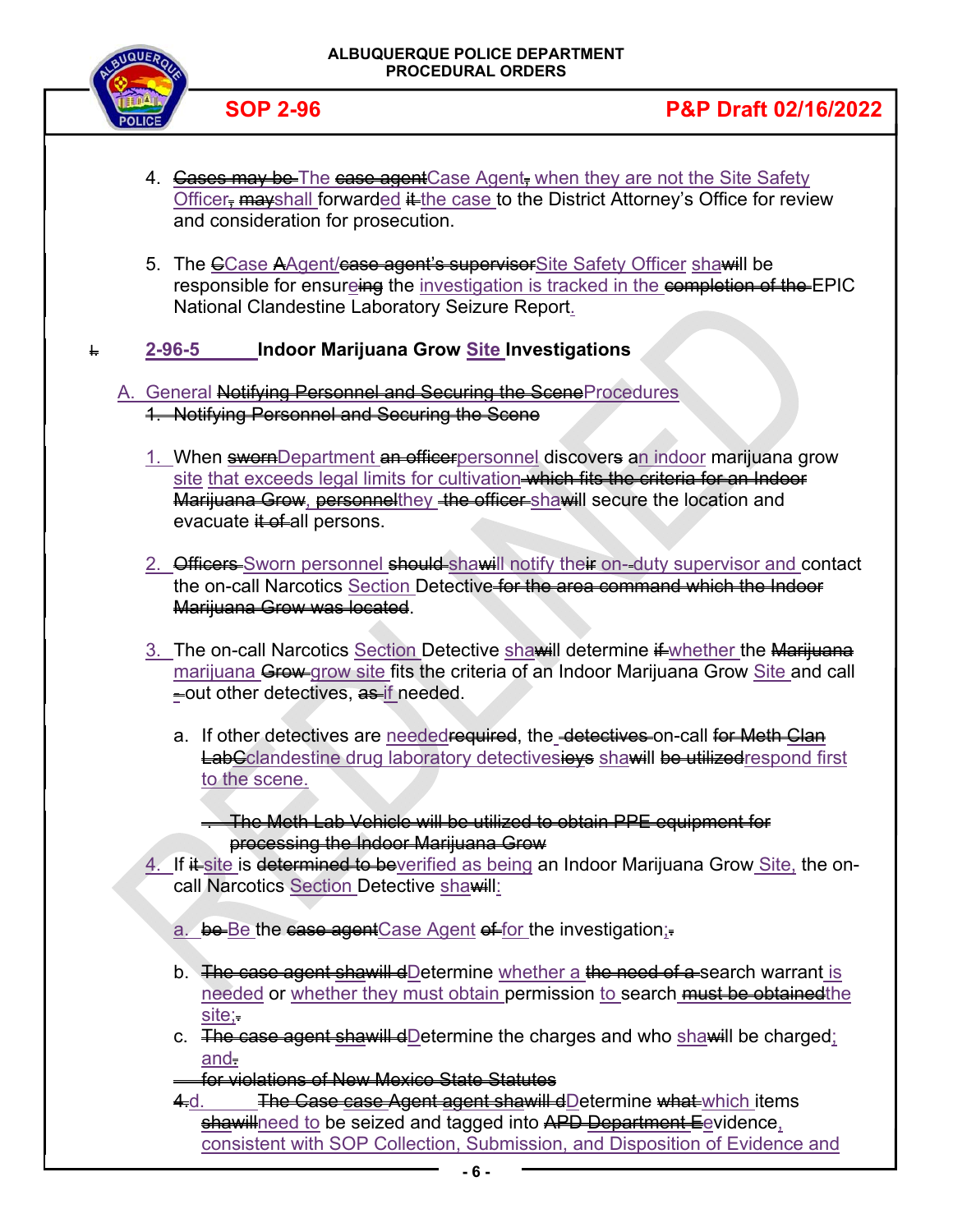4. ~~Cases may be~~ The ~~case agent~~Case Agent~~,~~ when they are not the Site Safety Officer~~,~~ ~~may~~shall forwarded ~~it~~ the case to the District Attorney's Office for review and consideration for prosecution.

5. The ~~C~~Case ~~A~~Agent/~~case agent's supervisor~~Site Safety Officer sha~~wi~~ll be responsible for ensure~~ing~~ the investigation is tracked in the ~~completion of the~~ EPIC National Clandestine Laboratory Seizure Report.

## ~~I.~~ 2-96-5 Indoor Marijuana Grow Site Investigations

A. General ~~Notifying Personnel and Securing the Scene~~Procedures

~~1. Notifying Personnel and Securing the Scene~~

1. When ~~sworn~~Department ~~an officer~~personnel discover~~s~~ an indoor marijuana grow site that exceeds legal limits for cultivation ~~which fits the criteria for an Indoor Marijuana Grow~~, ~~personnel~~they ~~the officer~~ sha~~wi~~ll secure the location and evacuate ~~it of~~ all persons.

2. ~~Officers~~ Sworn personnel ~~should~~ sha~~wi~~ll notify the~~ir~~ on-duty supervisor and contact the on-call Narcotics Section Detective ~~for the area command which the Indoor Marijuana Grow was located~~.

3. The on-call Narcotics Section Detective sha~~wi~~ll determine ~~if~~whether the ~~Marijuana~~ marijuana ~~Grow~~ grow site fits the criteria of an Indoor Marijuana Grow Site and call ~~-~~out other detectives, ~~as~~ if needed.

   a. If other detectives are needed~~required~~, the ~~detectives~~ on-call ~~for Meth Clan Lab~~Cclandestine drug laboratory detectives~~ieys~~ sha~~wi~~ll ~~be utilized~~respond first to the scene.

   ~~. The Meth Lab Vehicle will be utilized to obtain PPE equipment for processing the Indoor Marijuana Grow~~

4. If ~~it~~ site is ~~determined to be~~verified as being an Indoor Marijuana Grow Site, the on-call Narcotics Section Detective sha~~wi~~ll:

   a. ~~be~~ Be the ~~case agent~~Case Agent ~~of~~ for the investigation;~~.~~

   b. ~~The case agent shawill d~~Determine whether a ~~the need of a~~ search warrant is needed or whether they must obtain permission to search ~~must be obtained~~the site;~~.~~

   c. ~~The case agent shawill d~~Determine the charges and who sha~~wi~~ll be charged; and~~.~~

   ~~for violations of New Mexico State Statutes~~

   ~~4.~~d. ~~The Case case Agent agent shawill d~~Determine ~~what~~ which items ~~shawill~~need to be seized and tagged into ~~APD Department E~~evidence, consistent with SOP Collection, Submission, and Disposition of Evidence and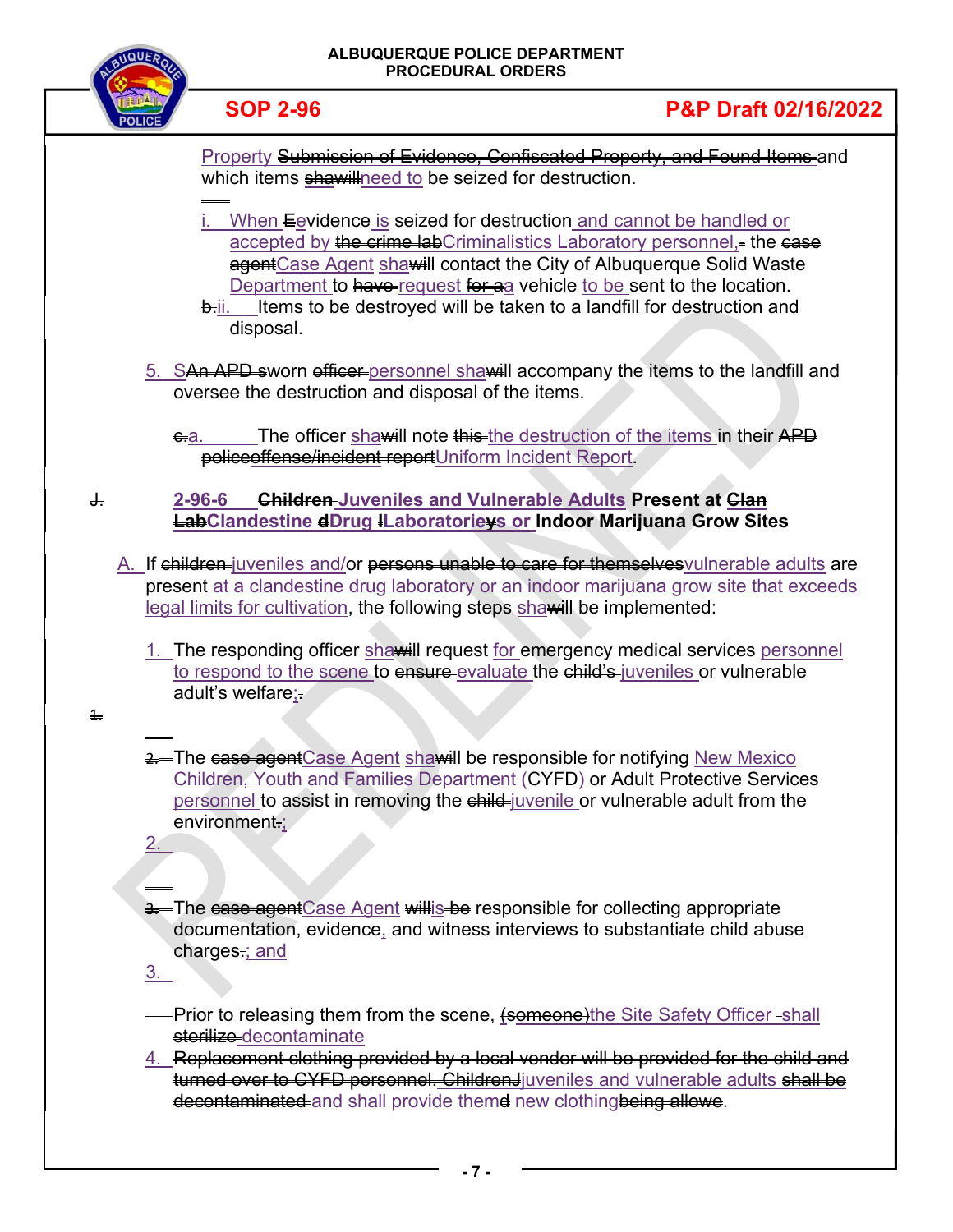Property ~~Submission of Evidence, Confiscated Property, and Found Items~~ and which items ~~sha~~will need to be seized for destruction.

i. When ~~E~~evidence is seized for destruction and cannot be handled or accepted by ~~the crime lab~~Criminalistics Laboratory personnel, the ~~case agent~~Case Agent shall contact the City of Albuquerque Solid Waste Department to ~~have~~ request ~~for a~~a vehicle to be sent to the location.

~~b.~~ii. Items to be destroyed will be taken to a landfill for destruction and disposal.

5. S~~An APD s~~worn ~~officer~~ personnel shall accompany the items to the landfill and oversee the destruction and disposal of the items.

~~c.~~a. The officer shall note ~~this~~ the destruction of the items in their ~~APD police offense/incident report~~Uniform Incident Report.

## ~~J.~~ 2-96-6 ~~Children~~ Juveniles and Vulnerable Adults Present at ~~Clan Lab~~Clandestine ~~d~~Drug ~~l~~Laboratories ~~ys~~ or Indoor Marijuana Grow Sites

A. If ~~children~~ juveniles and/or ~~persons unable to care for themselves~~vulnerable adults are present at a clandestine drug laboratory or an indoor marijuana grow site that exceeds legal limits for cultivation, the following steps shall be implemented:

1. The responding officer shall request for emergency medical services personnel to respond to the scene to ~~ensure~~ evaluate the ~~child's~~ juveniles or vulnerable adult's welfare;

2. The ~~case agent~~Case Agent shall be responsible for notifying New Mexico Children, Youth and Families Department (CYFD) or Adult Protective Services personnel to assist in removing the ~~child~~ juvenile or vulnerable adult from the environment;

3. The ~~case agent~~Case Agent ~~will~~is ~~be~~ responsible for collecting appropriate documentation, evidence, and witness interviews to substantiate child abuse charges; and

4. Prior to releasing them from the scene, ~~(someone)~~the Site Safety Officer shall ~~sterilize~~ decontaminate ~~Replacement clothing provided by a local vendor will be provided for the child and turned over to CYFD personnel. Children~~Juveniles and vulnerable adults ~~shall be decontaminated~~ and shall provide themd new clothing~~being allowe~~.